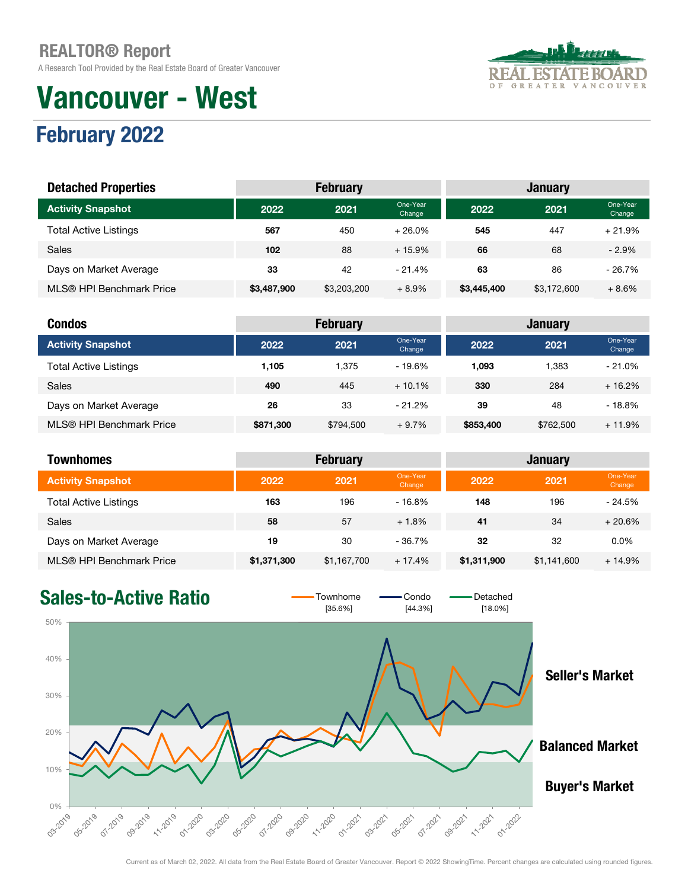# REALTOR® Report

A Research Tool Provided by the Real Estate Board of Greater Vancouver

# Vancouver - West

## February 2022

| Detached Properties | February | | | January | | |
|---|---|---|---|---|---|---|
| **Activity Snapshot** | **2022** | **2021** | **One-Year Change** | **2022** | **2021** | **One-Year Change** |
| Total Active Listings | **567** | 450 | + 26.0% | **545** | 447 | + 21.9% |
| Sales | **102** | 88 | + 15.9% | **66** | 68 | - 2.9% |
| Days on Market Average | **33** | 42 | - 21.4% | **63** | 86 | - 26.7% |
| MLS® HPI Benchmark Price | **$3,487,900** | $3,203,200 | + 8.9% | **$3,445,400** | $3,172,600 | + 8.6% |

| Condos | February | | | January | | |
|---|---|---|---|---|---|---|
| **Activity Snapshot** | **2022** | **2021** | **One-Year Change** | **2022** | **2021** | **One-Year Change** |
| Total Active Listings | **1,105** | 1,375 | - 19.6% | **1,093** | 1,383 | - 21.0% |
| Sales | **490** | 445 | + 10.1% | **330** | 284 | + 16.2% |
| Days on Market Average | **26** | 33 | - 21.2% | **39** | 48 | - 18.8% |
| MLS® HPI Benchmark Price | **$871,300** | $794,500 | + 9.7% | **$853,400** | $762,500 | + 11.9% |

| Townhomes | February | | | January | | |
|---|---|---|---|---|---|---|
| **Activity Snapshot** | **2022** | **2021** | **One-Year Change** | **2022** | **2021** | **One-Year Change** |
| Total Active Listings | **163** | 196 | - 16.8% | **148** | 196 | - 24.5% |
| Sales | **58** | 57 | + 1.8% | **41** | 34 | + 20.6% |
| Days on Market Average | **19** | 30 | - 36.7% | **32** | 32 | 0.0% |
| MLS® HPI Benchmark Price | **$1,371,300** | $1,167,700 | + 17.4% | **$1,311,900** | $1,141,600 | + 14.9% |

## Sales-to-Active Ratio

Townhome [35.6%] | Condo [44.3%] | Detached [18.0%]

Seller's Market

Balanced Market

Buyer's Market

Current as of March 02, 2022. All data from the Real Estate Board of Greater Vancouver. Report © 2022 ShowingTime. Percent changes are calculated using rounded figures.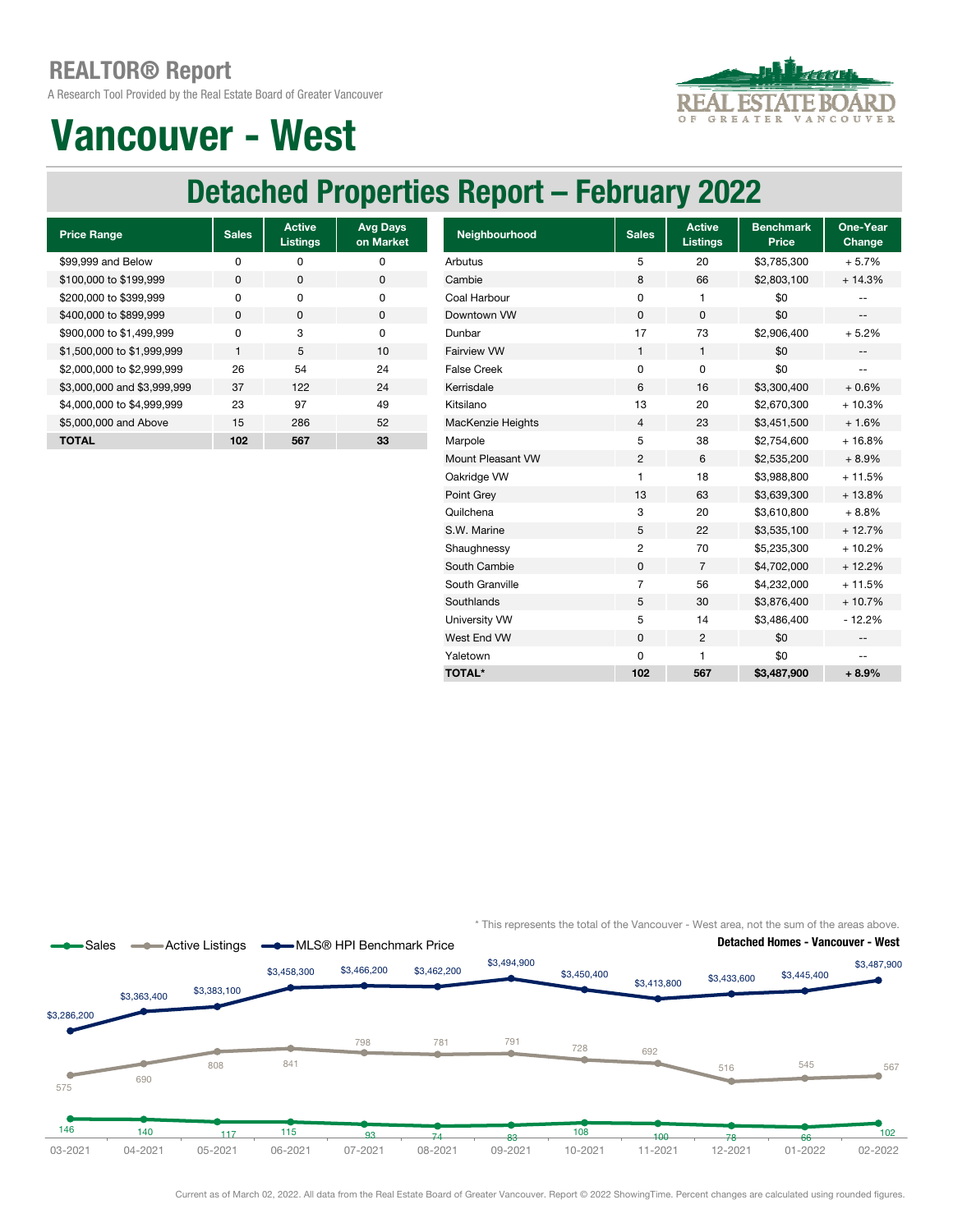# REALTOR® Report

A Research Tool Provided by the Real Estate Board of Greater Vancouver

# Vancouver - West

## Detached Properties Report – February 2022

| Price Range | Sales | Active Listings | Avg Days on Market |
|---|---|---|---|
| $99,999 and Below | 0 | 0 | 0 |
| $100,000 to $199,999 | 0 | 0 | 0 |
| $200,000 to $399,999 | 0 | 0 | 0 |
| $400,000 to $899,999 | 0 | 0 | 0 |
| $900,000 to $1,499,999 | 0 | 3 | 0 |
| $1,500,000 to $1,999,999 | 1 | 5 | 10 |
| $2,000,000 to $2,999,999 | 26 | 54 | 24 |
| $3,000,000 and $3,999,999 | 37 | 122 | 24 |
| $4,000,000 to $4,999,999 | 23 | 97 | 49 |
| $5,000,000 and Above | 15 | 286 | 52 |
| **TOTAL** | **102** | **567** | **33** |

| Neighbourhood | Sales | Active Listings | Benchmark Price | One-Year Change |
|---|---|---|---|---|
| Arbutus | 5 | 20 | $3,785,300 | + 5.7% |
| Cambie | 8 | 66 | $2,803,100 | + 14.3% |
| Coal Harbour | 0 | 1 | $0 | -- |
| Downtown VW | 0 | 0 | $0 | -- |
| Dunbar | 17 | 73 | $2,906,400 | + 5.2% |
| Fairview VW | 1 | 1 | $0 | -- |
| False Creek | 0 | 0 | $0 | -- |
| Kerrisdale | 6 | 16 | $3,300,400 | + 0.6% |
| Kitsilano | 13 | 20 | $2,670,300 | + 10.3% |
| MacKenzie Heights | 4 | 23 | $3,451,500 | + 1.6% |
| Marpole | 5 | 38 | $2,754,600 | + 16.8% |
| Mount Pleasant VW | 2 | 6 | $2,535,200 | + 8.9% |
| Oakridge VW | 1 | 18 | $3,988,800 | + 11.5% |
| Point Grey | 13 | 63 | $3,639,300 | + 13.8% |
| Quilchena | 3 | 20 | $3,610,800 | + 8.8% |
| S.W. Marine | 5 | 22 | $3,535,100 | + 12.7% |
| Shaughnessy | 2 | 70 | $5,235,300 | + 10.2% |
| South Cambie | 0 | 7 | $4,702,000 | + 12.2% |
| South Granville | 7 | 56 | $4,232,000 | + 11.5% |
| Southlands | 5 | 30 | $3,876,400 | + 10.7% |
| University VW | 5 | 14 | $3,486,400 | - 12.2% |
| West End VW | 0 | 2 | $0 | -- |
| Yaletown | 0 | 1 | $0 | -- |
| **TOTAL*** | **102** | **567** | **$3,487,900** | **+ 8.9%** |

\* This represents the total of the Vancouver - West area, not the sum of the areas above.

**Detached Homes - Vancouver - West**

| Month | Sales | Active Listings | MLS® HPI Benchmark Price |
|---|---|---|---|
| 03-2021 | 146 | 575 | $3,286,200 |
| 04-2021 | 140 | 690 | $3,363,400 |
| 05-2021 | 117 | 808 | $3,383,100 |
| 06-2021 | 115 | 841 | $3,458,300 |
| 07-2021 | 93 | 798 | $3,466,200 |
| 08-2021 | 74 | 781 | $3,462,200 |
| 09-2021 | 83 | 791 | $3,494,900 |
| 10-2021 | 108 | 728 | $3,450,400 |
| 11-2021 | 100 | 692 | $3,413,800 |
| 12-2021 | 78 | 516 | $3,433,600 |
| 01-2022 | 66 | 545 | $3,445,400 |
| 02-2022 | 102 | 567 | $3,487,900 |

Current as of March 02, 2022. All data from the Real Estate Board of Greater Vancouver. Report © 2022 ShowingTime. Percent changes are calculated using rounded figures.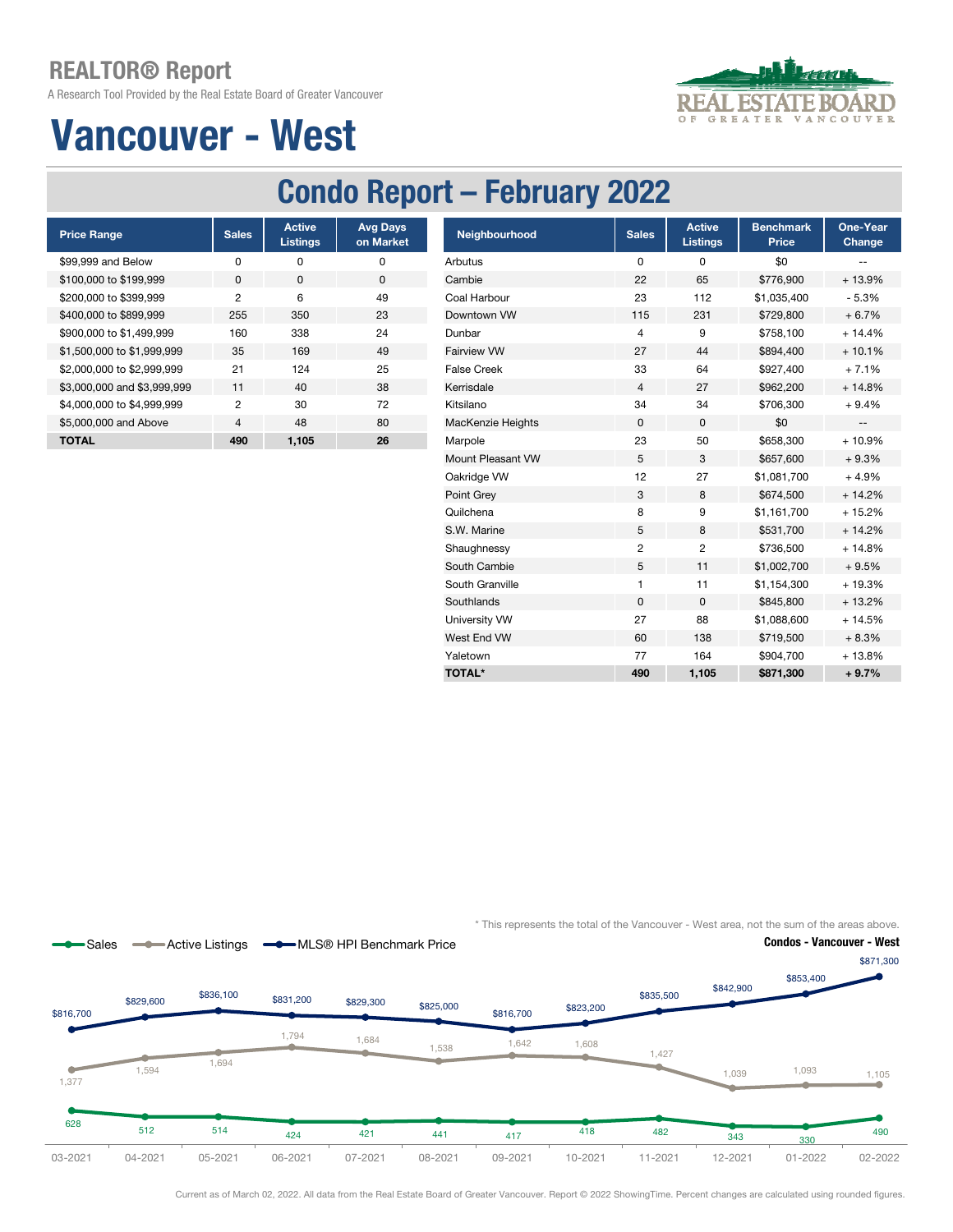# REALTOR® Report

A Research Tool Provided by the Real Estate Board of Greater Vancouver

# Vancouver - West

## Condo Report – February 2022

| Price Range | Sales | Active Listings | Avg Days on Market |
|---|---|---|---|
| $99,999 and Below | 0 | 0 | 0 |
| $100,000 to $199,999 | 0 | 0 | 0 |
| $200,000 to $399,999 | 2 | 6 | 49 |
| $400,000 to $899,999 | 255 | 350 | 23 |
| $900,000 to $1,499,999 | 160 | 338 | 24 |
| $1,500,000 to $1,999,999 | 35 | 169 | 49 |
| $2,000,000 to $2,999,999 | 21 | 124 | 25 |
| $3,000,000 and $3,999,999 | 11 | 40 | 38 |
| $4,000,000 to $4,999,999 | 2 | 30 | 72 |
| $5,000,000 and Above | 4 | 48 | 80 |
| **TOTAL** | **490** | **1,105** | **26** |

| Neighbourhood | Sales | Active Listings | Benchmark Price | One-Year Change |
|---|---|---|---|---|
| Arbutus | 0 | 0 | $0 | -- |
| Cambie | 22 | 65 | $776,900 | + 13.9% |
| Coal Harbour | 23 | 112 | $1,035,400 | - 5.3% |
| Downtown VW | 115 | 231 | $729,800 | + 6.7% |
| Dunbar | 4 | 9 | $758,100 | + 14.4% |
| Fairview VW | 27 | 44 | $894,400 | + 10.1% |
| False Creek | 33 | 64 | $927,400 | + 7.1% |
| Kerrisdale | 4 | 27 | $962,200 | + 14.8% |
| Kitsilano | 34 | 34 | $706,300 | + 9.4% |
| MacKenzie Heights | 0 | 0 | $0 | -- |
| Marpole | 23 | 50 | $658,300 | + 10.9% |
| Mount Pleasant VW | 5 | 3 | $657,600 | + 9.3% |
| Oakridge VW | 12 | 27 | $1,081,700 | + 4.9% |
| Point Grey | 3 | 8 | $674,500 | + 14.2% |
| Quilchena | 8 | 9 | $1,161,700 | + 15.2% |
| S.W. Marine | 5 | 8 | $531,700 | + 14.2% |
| Shaughnessy | 2 | 2 | $736,500 | + 14.8% |
| South Cambie | 5 | 11 | $1,002,700 | + 9.5% |
| South Granville | 1 | 11 | $1,154,300 | + 19.3% |
| Southlands | 0 | 0 | $845,800 | + 13.2% |
| University VW | 27 | 88 | $1,088,600 | + 14.5% |
| West End VW | 60 | 138 | $719,500 | + 8.3% |
| Yaletown | 77 | 164 | $904,700 | + 13.8% |
| **TOTAL*** | **490** | **1,105** | **$871,300** | **+ 9.7%** |

\* This represents the total of the Vancouver - West area, not the sum of the areas above.

**Condos - Vancouver - West**

| Month | Sales | Active Listings | MLS® HPI Benchmark Price |
|---|---|---|---|
| 03-2021 | 628 | 1,377 | $816,700 |
| 04-2021 | 512 | 1,594 | $829,600 |
| 05-2021 | 514 | 1,694 | $836,100 |
| 06-2021 | 424 | 1,794 | $831,200 |
| 07-2021 | 421 | 1,684 | $829,300 |
| 08-2021 | 441 | 1,538 | $825,000 |
| 09-2021 | 417 | 1,642 | $816,700 |
| 10-2021 | 418 | 1,608 | $823,200 |
| 11-2021 | 482 | 1,427 | $835,500 |
| 12-2021 | 343 | 1,039 | $842,900 |
| 01-2022 | 330 | 1,093 | $853,400 |
| 02-2022 | 490 | 1,105 | $871,300 |

Current as of March 02, 2022. All data from the Real Estate Board of Greater Vancouver. Report © 2022 ShowingTime. Percent changes are calculated using rounded figures.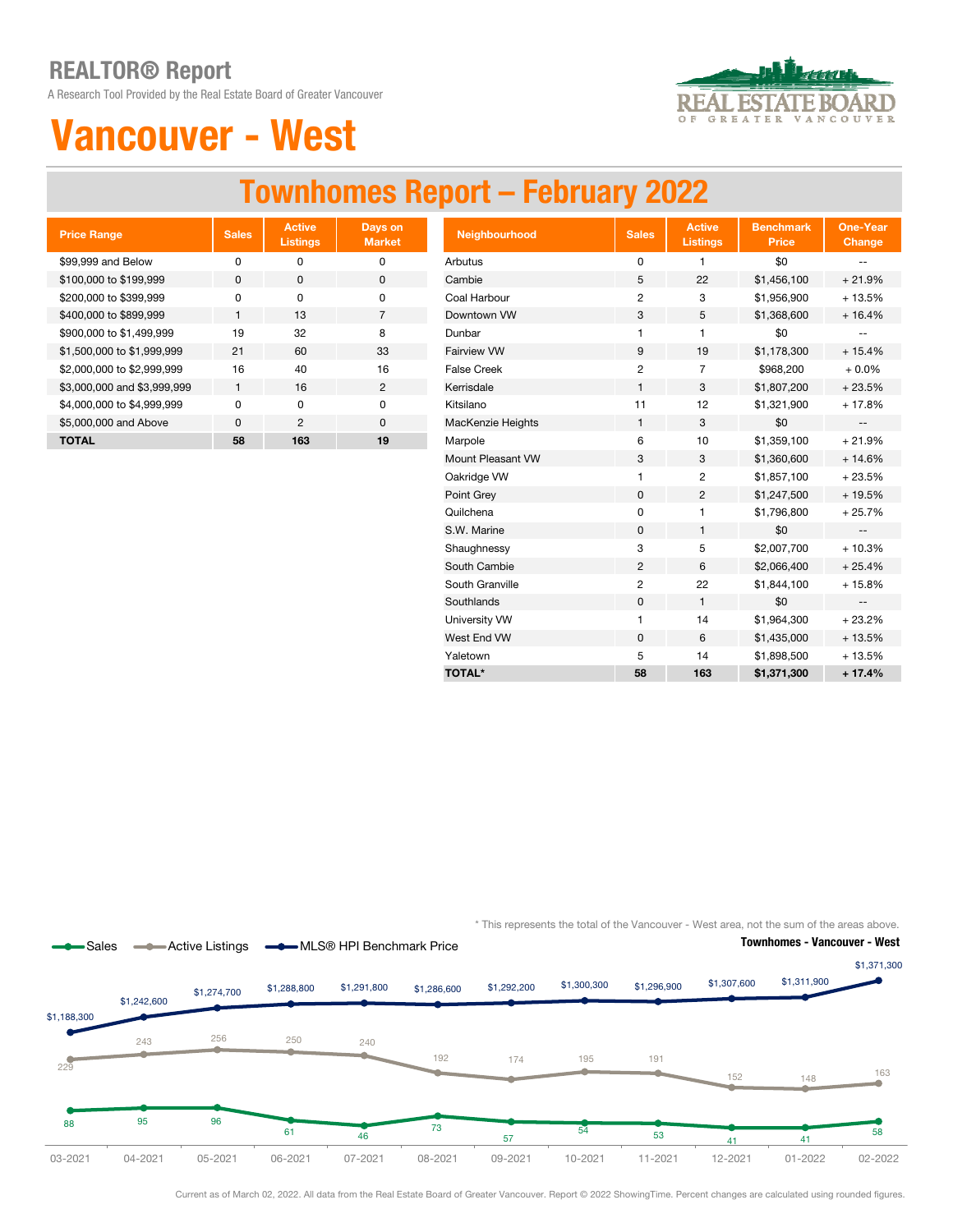# REALTOR® Report

A Research Tool Provided by the Real Estate Board of Greater Vancouver

# Vancouver - West

## Townhomes Report – February 2022

| Price Range | Sales | Active Listings | Days on Market |
|---|---|---|---|
| $99,999 and Below | 0 | 0 | 0 |
| $100,000 to $199,999 | 0 | 0 | 0 |
| $200,000 to $399,999 | 0 | 0 | 0 |
| $400,000 to $899,999 | 1 | 13 | 7 |
| $900,000 to $1,499,999 | 19 | 32 | 8 |
| $1,500,000 to $1,999,999 | 21 | 60 | 33 |
| $2,000,000 to $2,999,999 | 16 | 40 | 16 |
| $3,000,000 and $3,999,999 | 1 | 16 | 2 |
| $4,000,000 to $4,999,999 | 0 | 0 | 0 |
| $5,000,000 and Above | 0 | 2 | 0 |
| **TOTAL** | **58** | **163** | **19** |

| Neighbourhood | Sales | Active Listings | Benchmark Price | One-Year Change |
|---|---|---|---|---|
| Arbutus | 0 | 1 | $0 | -- |
| Cambie | 5 | 22 | $1,456,100 | + 21.9% |
| Coal Harbour | 2 | 3 | $1,956,900 | + 13.5% |
| Downtown VW | 3 | 5 | $1,368,600 | + 16.4% |
| Dunbar | 1 | 1 | $0 | -- |
| Fairview VW | 9 | 19 | $1,178,300 | + 15.4% |
| False Creek | 2 | 7 | $968,200 | + 0.0% |
| Kerrisdale | 1 | 3 | $1,807,200 | + 23.5% |
| Kitsilano | 11 | 12 | $1,321,900 | + 17.8% |
| MacKenzie Heights | 1 | 3 | $0 | -- |
| Marpole | 6 | 10 | $1,359,100 | + 21.9% |
| Mount Pleasant VW | 3 | 3 | $1,360,600 | + 14.6% |
| Oakridge VW | 1 | 2 | $1,857,100 | + 23.5% |
| Point Grey | 0 | 2 | $1,247,500 | + 19.5% |
| Quilchena | 0 | 1 | $1,796,800 | + 25.7% |
| S.W. Marine | 0 | 1 | $0 | -- |
| Shaughnessy | 3 | 5 | $2,007,700 | + 10.3% |
| South Cambie | 2 | 6 | $2,066,400 | + 25.4% |
| South Granville | 2 | 22 | $1,844,100 | + 15.8% |
| Southlands | 0 | 1 | $0 | -- |
| University VW | 1 | 14 | $1,964,300 | + 23.2% |
| West End VW | 0 | 6 | $1,435,000 | + 13.5% |
| Yaletown | 5 | 14 | $1,898,500 | + 13.5% |
| **TOTAL*** | **58** | **163** | **$1,371,300** | **+ 17.4%** |

\* This represents the total of the Vancouver - West area, not the sum of the areas above.

**Townhomes - Vancouver - West**

| | 03-2021 | 04-2021 | 05-2021 | 06-2021 | 07-2021 | 08-2021 | 09-2021 | 10-2021 | 11-2021 | 12-2021 | 01-2022 | 02-2022 |
|---|---|---|---|---|---|---|---|---|---|---|---|---|
| Sales | 88 | 95 | 96 | 61 | 46 | 73 | 57 | 54 | 53 | 41 | 41 | 58 |
| Active Listings | 229 | 243 | 256 | 250 | 240 | 192 | 174 | 195 | 191 | 152 | 148 | 163 |
| MLS® HPI Benchmark Price | $1,188,300 | $1,242,600 | $1,274,700 | $1,288,800 | $1,291,800 | $1,286,600 | $1,292,200 | $1,300,300 | $1,296,900 | $1,307,600 | $1,311,900 | $1,371,300 |

Current as of March 02, 2022. All data from the Real Estate Board of Greater Vancouver. Report © 2022 ShowingTime. Percent changes are calculated using rounded figures.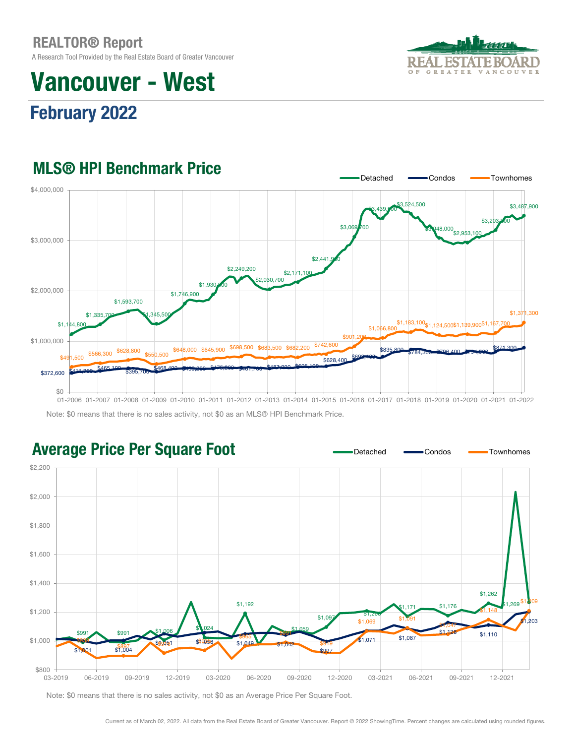REALTOR® Report

A Research Tool Provided by the Real Estate Board of Greater Vancouver

# Vancouver - West

## February 2022

## MLS® HPI Benchmark Price

Detached Condos Townhomes

$4,000,000
$3,000,000
$2,000,000
$1,000,000
$0

01-2006 01-2007 01-2008 01-2009 01-2010 01-2011 01-2012 01-2013 01-2014 01-2015 01-2016 01-2017 01-2018 01-2019 01-2020 01-2021 01-2022

$1,144,800 $1,335,700 $1,593,700 $1,345,500 $1,746,900 $1,930,900 $2,249,200 $2,030,700 $2,171,100 $2,441,900 $3,069,700 $3,439,900 $3,524,500 $3,048,000 $2,953,100 $3,203,300 $3,487,900

$491,500 $566,300 $628,800 $550,500 $648,000 $645,900 $698,500 $683,500 $682,200 $742,600 $901,200 $1,066,800 $1,183,100 $1,124,500 $1,139,900 $1,167,700 $1,371,300

$372,600 $411,700 $465,100 $395,700 $468,400 $459,200 $475,200 $481,700 $487,200 $505,100 $628,400 $693,400 $835,800 $784,300 $796,400 $794,800 $871,300

Note: $0 means that there is no sales activity, not $0 as an MLS® HPI Benchmark Price.

## Average Price Per Square Foot

Detached Condos Townhomes

$2,200
$2,000
$1,800
$1,600
$1,400
$1,200
$1,000
$800

03-2019 06-2019 09-2019 12-2019 03-2020 06-2020 09-2020 12-2020 03-2021 06-2021 09-2021 12-2021

$991 $991 $1,006 $1,024 $1,192 $1,059 $1,097 $1,208 $1,171 $1,176 $1,262 $1,269

$1,001 $1,004 $1,051 $1,058 $1,049 $1,042 $997 $1,071 $1,087 $1,128 $1,110 $1,203

$897 $965 $979 $1,069 $1,091 $1,047 $1,148 $1,209

Note: $0 means that there is no sales activity, not $0 as an Average Price Per Square Foot.

Current as of March 02, 2022. All data from the Real Estate Board of Greater Vancouver. Report © 2022 ShowingTime. Percent changes are calculated using rounded figures.